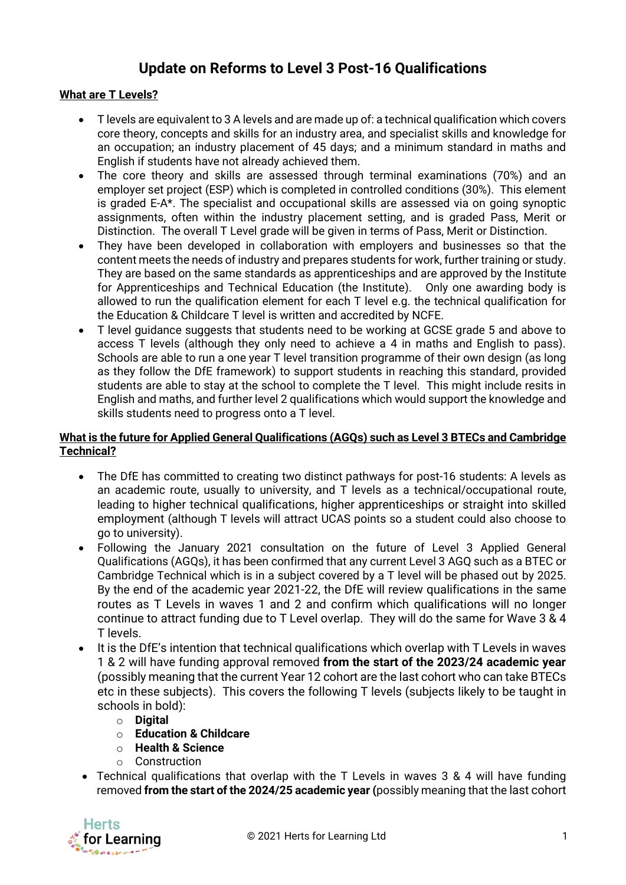# Update on Reforms to Level 3 Post-16 Qualifications

**What are T Levels?**

- T levels are equivalent to 3 A levels and are made up of: a technical qualification which covers core theory, concepts and skills for an industry area, and specialist skills and knowledge for an occupation; an industry placement of 45 days; and a minimum standard in maths and English if students have not already achieved them.
- The core theory and skills are assessed through terminal examinations (70%) and an employer set project (ESP) which is completed in controlled conditions (30%). This element is graded E-A*. The specialist and occupational skills are assessed via on going synoptic assignments, often within the industry placement setting, and is graded Pass, Merit or Distinction. The overall T Level grade will be given in terms of Pass, Merit or Distinction.
- They have been developed in collaboration with employers and businesses so that the content meets the needs of industry and prepares students for work, further training or study. They are based on the same standards as apprenticeships and are approved by the Institute for Apprenticeships and Technical Education (the Institute). Only one awarding body is allowed to run the qualification for each T level e.g. the technical qualification for the Education & Childcare T level is written and accredited by NCFE.
- T level guidance suggests that students need to be working at GCSE grade 5 and above to access T levels (although they only need to achieve a 4 in maths and English to pass). Schools are able to run a one year T level transition programme of their own design (as long as they follow the DfE framework) to support students in reaching this standard, provided students are able to stay at the school to complete the T level. This might include resits in English and maths, and further level 2 qualifications which would support the knowledge and skills students need to progress onto a T level.

**What is the future for Applied General Qualifications (AGQs) such as Level 3 BTECs and Cambridge Technical?**

- The DfE has committed to creating two distinct pathways for post-16 students: A levels as an academic route, usually to university, and T levels as a technical/occupational route, leading to higher technical qualifications, higher apprenticeships or straight into skilled employment (although T levels will attract UCAS points so a student could also choose to go to university).
- Following the January 2021 consultation on the future of Level 3 Applied General Qualifications (AGQs), it has been confirmed that any current Level 3 AGQ such as a BTEC or Cambridge Technical which is in a subject covered by a T level will be phased out by 2025. By the end of the academic year 2021-22, the DfE will review qualifications in the same routes as T Levels in waves 1 and 2 and confirm which qualifications will no longer continue to attract funding due to T Level overlap. They will do the same for Wave 3 & 4 T levels.
- It is the DfE's intention that technical qualifications which overlap with T Levels in waves 1 & 2 will have funding approval removed **from the start of the 2023/24 academic year** (possibly meaning that the current Year 12 cohort are the last cohort who can take BTECs etc in these subjects). This covers the following T levels (subjects likely to be taught in schools in bold):
  - **Digital**
  - **Education & Childcare**
  - **Health & Science**
  - Construction
- Technical qualifications that overlap with the T Levels in waves 3 & 4 will have funding removed **from the start of the 2024/25 academic year (**possibly meaning that the last cohort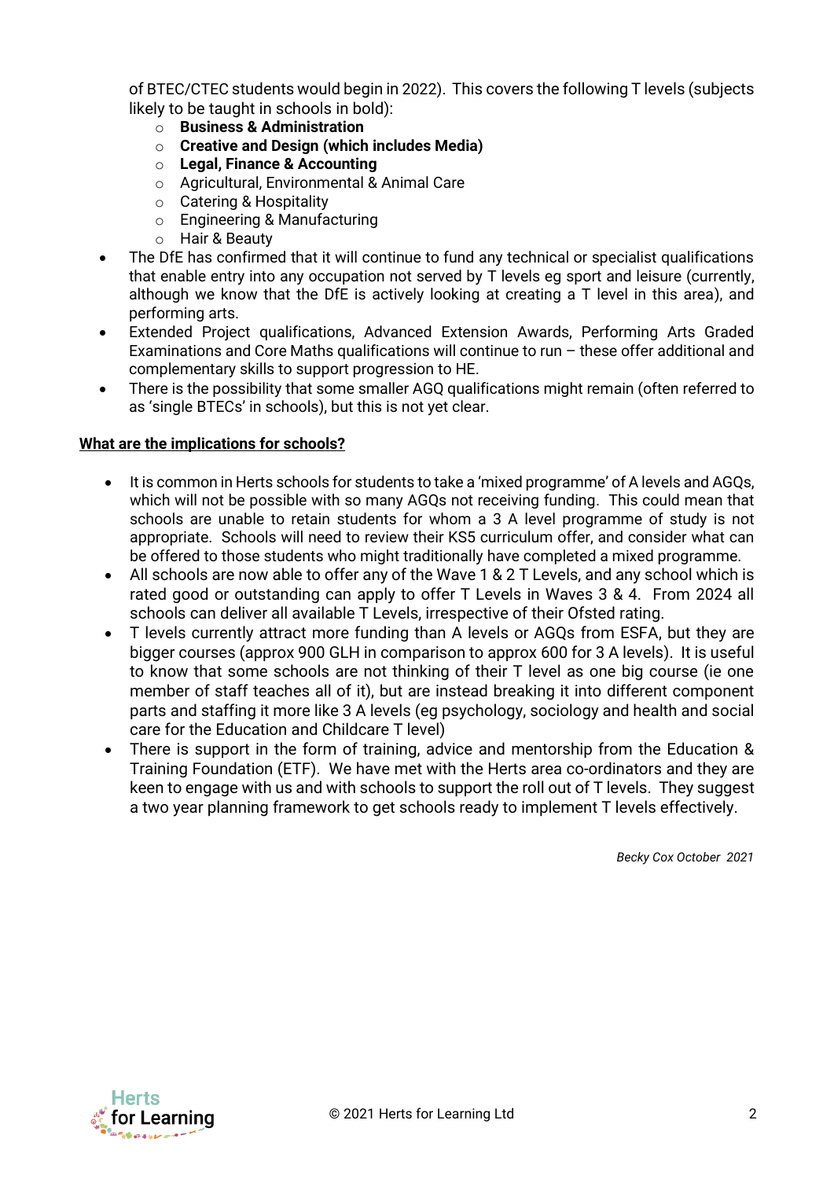of BTEC/CTEC students would begin in 2022). This covers the following T levels (subjects likely to be taught in schools in bold):
    - **Business & Administration**
    - **Creative and Design (which includes Media)**
    - **Legal, Finance & Accounting**
    - Agricultural, Environmental & Animal Care
    - Catering & Hospitality
    - Engineering & Manufacturing
    - Hair & Beauty
- The DfE has confirmed that it will continue to fund any technical or specialist qualifications that enable entry into any occupation not served by T levels eg sport and leisure (currently, although we know that the DfE is actively looking at creating a T level in this area), and performing arts.
- Extended Project qualifications, Advanced Extension Awards, Performing Arts Graded Examinations and Core Maths qualifications will continue to run – these offer additional and complementary skills to support progression to HE.
- There is the possibility that some smaller AGQ qualifications might remain (often referred to as 'single BTECs' in schools), but this is not yet clear.

**What are the implications for schools?**

- It is common in Herts schools for students to take a 'mixed programme' of A levels and AGQs, which will not be possible with so many AGQs not receiving funding. This could mean that schools are unable to retain students for whom a 3 A level programme of study is not appropriate. Schools will need to review their KS5 curriculum offer, and consider what can be offered to those students who might traditionally have completed a mixed programme.
- All schools are now able to offer any of the Wave 1 & 2 T Levels, and any school which is rated good or outstanding can apply to offer T Levels in Waves 3 & 4. From 2024 all schools can deliver all available T Levels, irrespective of their Ofsted rating.
- T levels currently attract more funding than A levels or AGQs from ESFA, but they are bigger courses (approx 900 GLH in comparison to approx 600 for 3 A levels). It is useful to know that some schools are not thinking of their T level as one big course (ie one member of staff teaches all of it), but are instead breaking it into different component parts and staffing it more like 3 A levels (eg psychology, sociology and health and social care for the Education and Childcare T level)
- There is support in the form of training, advice and mentorship from the Education & Training Foundation (ETF). We have met with the Herts area co-ordinators and they are keen to engage with us and with schools to support the roll out of T levels. They suggest a two year planning framework to get schools ready to implement T levels effectively.

*Becky Cox October 2021*

© 2021 Herts for Learning Ltd